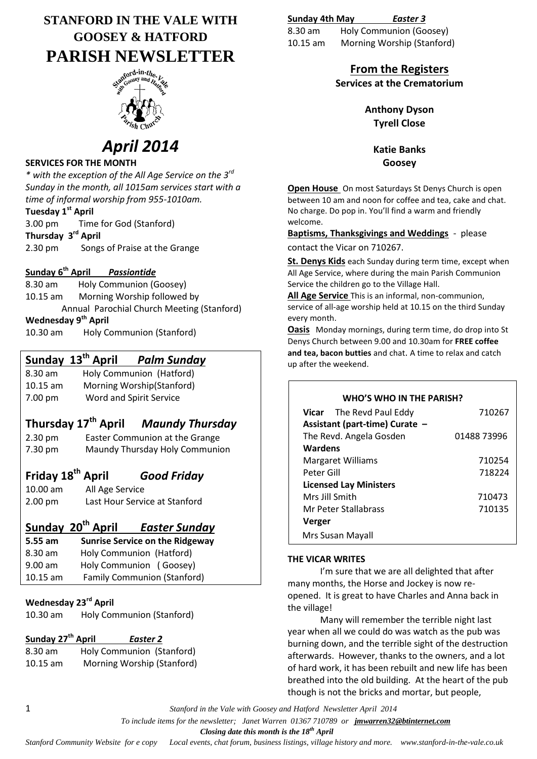# STANFORD IN THE VALE WITH GOOSEY & HATFORD PARISH NEWSLETTER

## *April 2014*

**SERVICES FOR THE MONTH**

*\* with the exception of the All Age Service on the 3rd Sunday in the month, all 1015am services start with a time of informal worship from 955-1010am.*

**Tuesday 1st April**
3.00 pm Time for God (Stanford)

**Thursday 3rd April**
2.30 pm Songs of Praise at the Grange

**Sunday 6th April** ***Passiontide***
8.30 am Holy Communion (Goosey)
10.15 am Morning Worship followed by Annual Parochial Church Meeting (Stanford)

**Wednesday 9th April**
10.30 am Holy Communion (Stanford)

### Sunday 13th April *Palm Sunday*
8.30 am Holy Communion (Hatford)
10.15 am Morning Worship(Stanford)
7.00 pm Word and Spirit Service

### Thursday 17th April *Maundy Thursday*
2.30 pm Easter Communion at the Grange
7.30 pm Maundy Thursday Holy Communion

### Friday 18th April *Good Friday*
10.00 am All Age Service
2.00 pm Last Hour Service at Stanford

### Sunday 20th April *Easter Sunday*
**5.55 am Sunrise Service on the Ridgeway**
8.30 am Holy Communion (Hatford)
9.00 am Holy Communion ( Goosey)
10.15 am Family Communion (Stanford)

**Wednesday 23rd April**
10.30 am Holy Communion (Stanford)

**Sunday 27th April** ***Easter 2***
8.30 am Holy Communion (Stanford)
10.15 am Morning Worship (Stanford)

**Sunday 4th May** ***Easter 3***
8.30 am Holy Communion (Goosey)
10.15 am Morning Worship (Stanford)

## From the Registers

**Services at the Crematorium**

**Anthony Dyson**
**Tyrell Close**

**Katie Banks**
**Goosey**

**Open House** On most Saturdays St Denys Church is open between 10 am and noon for coffee and tea, cake and chat. No charge. Do pop in. You'll find a warm and friendly welcome.

**Baptisms, Thanksgivings and Weddings** - please contact the Vicar on 710267.

**St. Denys Kids** each Sunday during term time, except when All Age Service, where during the main Parish Communion Service the children go to the Village Hall.

**All Age Service** This is an informal, non-communion, service of all-age worship held at 10.15 on the third Sunday every month.

**Oasis** Monday mornings, during term time, do drop into St Denys Church between 9.00 and 10.30am for **FREE coffee and tea, bacon butties** and chat. A time to relax and catch up after the weekend.

**WHO'S WHO IN THE PARISH?**

| | |
|---|---|
| **Vicar** The Revd Paul Eddy | 710267 |
| **Assistant (part-time) Curate –** | |
| The Revd. Angela Gosden | 01488 73996 |
| **Wardens** | |
| Margaret Williams | 710254 |
| Peter Gill | 718224 |
| **Licensed Lay Ministers** | |
| Mrs Jill Smith | 710473 |
| Mr Peter Stallabrass | 710135 |
| **Verger** | |
| Mrs Susan Mayall | |

**THE VICAR WRITES**

I'm sure that we are all delighted that after many months, the Horse and Jockey is now re-opened. It is great to have Charles and Anna back in the village!

Many will remember the terrible night last year when all we could do was watch as the pub was burning down, and the terrible sight of the destruction afterwards. However, thanks to the owners, and a lot of hard work, it has been rebuilt and new life has been breathed into the old building. At the heart of the pub though is not the bricks and mortar, but people,

*To include items for the newsletter; Janet Warren 01367 710789 or jmwarren32@btinternet.com*

***Closing date this month is the 18th April***

*Stanford Community Website for e copy Local events, chat forum, business listings, village history and more. www.stanford-in-the-vale.co.uk*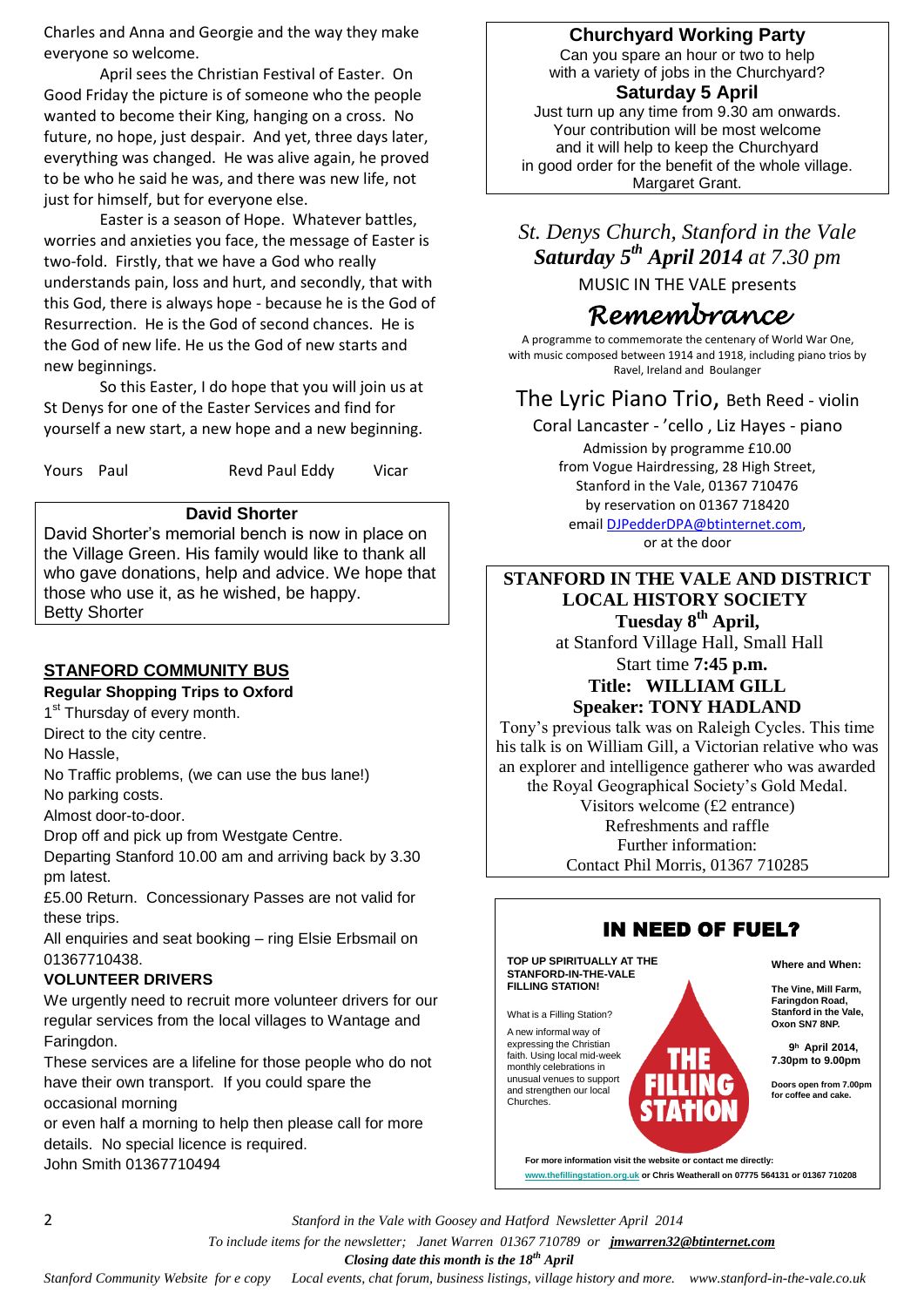Charles and Anna and Georgie and the way they make everyone so welcome.

April sees the Christian Festival of Easter. On Good Friday the picture is of someone who the people wanted to become their King, hanging on a cross. No future, no hope, just despair. And yet, three days later, everything was changed. He was alive again, he proved to be who he said he was, and there was new life, not just for himself, but for everyone else.

Easter is a season of Hope. Whatever battles, worries and anxieties you face, the message of Easter is two-fold. Firstly, that we have a God who really understands pain, loss and hurt, and secondly, that with this God, there is always hope - because he is the God of Resurrection. He is the God of second chances. He is the God of new life. He us the God of new starts and new beginnings.

So this Easter, I do hope that you will join us at St Denys for one of the Easter Services and find for yourself a new start, a new hope and a new beginning.

Yours Paul Revd Paul Eddy Vicar

### David Shorter

David Shorter's memorial bench is now in place on the Village Green. His family would like to thank all who gave donations, help and advice. We hope that those who use it, as he wished, be happy.
Betty Shorter

## STANFORD COMMUNITY BUS

**Regular Shopping Trips to Oxford**

1st Thursday of every month.
Direct to the city centre.
No Hassle,
No Traffic problems, (we can use the bus lane!)
No parking costs.
Almost door-to-door.
Drop off and pick up from Westgate Centre.
Departing Stanford 10.00 am and arriving back by 3.30 pm latest.
£5.00 Return. Concessionary Passes are not valid for these trips.
All enquiries and seat booking – ring Elsie Erbsmail on 01367710438.

**VOLUNTEER DRIVERS**

We urgently need to recruit more volunteer drivers for our regular services from the local villages to Wantage and Faringdon.
These services are a lifeline for those people who do not have their own transport. If you could spare the occasional morning
or even half a morning to help then please call for more details. No special licence is required.
John Smith 01367710494

### Churchyard Working Party

Can you spare an hour or two to help with a variety of jobs in the Churchyard?

**Saturday 5 April**

Just turn up any time from 9.30 am onwards.
Your contribution will be most welcome and it will help to keep the Churchyard in good order for the benefit of the whole village.
Margaret Grant.

*St. Denys Church, Stanford in the Vale*
***Saturday 5th April 2014** at 7.30 pm*

MUSIC IN THE VALE presents

## *Remembrance*

A programme to commemorate the centenary of World War One, with music composed between 1914 and 1918, including piano trios by Ravel, Ireland and Boulanger

The Lyric Piano Trio, Beth Reed - violin
Coral Lancaster - 'cello , Liz Hayes - piano

Admission by programme £10.00
from Vogue Hairdressing, 28 High Street, Stanford in the Vale, 01367 710476
by reservation on 01367 718420
email DJPedderDPA@btinternet.com,
or at the door

### STANFORD IN THE VALE AND DISTRICT LOCAL HISTORY SOCIETY

**Tuesday 8th April,**
at Stanford Village Hall, Small Hall
Start time **7:45 p.m.**
**Title: WILLIAM GILL**
**Speaker: TONY HADLAND**

Tony's previous talk was on Raleigh Cycles. This time his talk is on William Gill, a Victorian relative who was an explorer and intelligence gatherer who was awarded the Royal Geographical Society's Gold Medal.
Visitors welcome (£2 entrance)
Refreshments and raffle
Further information:
Contact Phil Morris, 01367 710285

### IN NEED OF FUEL?

**TOP UP SPIRITUALLY AT THE STANFORD-IN-THE-VALE FILLING STATION!**

What is a Filling Station?

A new informal way of expressing the Christian faith. Using local mid-week monthly celebrations in unusual venues to support and strengthen our local Churches.

THE FILLING STATION

**Where and When:**

**The Vine, Mill Farm, Faringdon Road, Stanford in the Vale, Oxon SN7 8NP.**

**9th April 2014, 7.30pm to 9.00pm**

**Doors open from 7.00pm for coffee and cake.**

**For more information visit the website or contact me directly: www.thefillingstation.org.uk or Chris Weatherall on 07775 564131 or 01367 710208**

*To include items for the newsletter; Janet Warren 01367 710789 or* ***jmwarren32@btinternet.com***
***Closing date this month is the 18th April***
*Stanford Community Website for e copy Local events, chat forum, business listings, village history and more. www.stanford-in-the-vale.co.uk*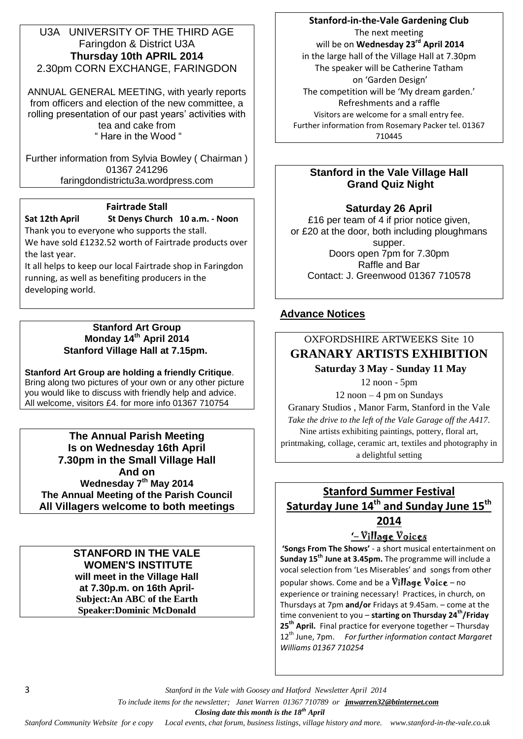## U3A UNIVERSITY OF THE THIRD AGE

Faringdon & District U3A

**Thursday 10th APRIL 2014**

2.30pm CORN EXCHANGE, FARINGDON

ANNUAL GENERAL MEETING, with yearly reports from officers and election of the new committee, a rolling presentation of our past years' activities with tea and cake from " Hare in the Wood "

Further information from Sylvia Bowley ( Chairman ) 01367 241296
faringdondistrictu3a.wordpress.com

## Fairtrade Stall

**Sat 12th April St Denys Church 10 a.m. - Noon**

Thank you to everyone who supports the stall.
We have sold £1232.52 worth of Fairtrade products over the last year.
It all helps to keep our local Fairtrade shop in Faringdon running, as well as benefiting producers in the developing world.

## Stanford Art Group

**Monday 14th April 2014**
**Stanford Village Hall at 7.15pm.**

**Stanford Art Group are holding a friendly Critique**. Bring along two pictures of your own or any other picture you would like to discuss with friendly help and advice. All welcome, visitors £4. for more info 01367 710754

**The Annual Parish Meeting**
**Is on Wednesday 16th April**
**7.30pm in the Small Village Hall**
**And on**
**Wednesday 7th May 2014**
**The Annual Meeting of the Parish Council**
**All Villagers welcome to both meetings**

## STANFORD IN THE VALE WOMEN'S INSTITUTE

**will meet in the Village Hall**
**at 7.30p.m. on 16th April-**
**Subject:An ABC of the Earth**
**Speaker:Dominic McDonald**

## Stanford-in-the-Vale Gardening Club

The next meeting
will be on **Wednesday 23rd April 2014**
in the large hall of the Village Hall at 7.30pm
The speaker will be Catherine Tatham
on 'Garden Design'
The competition will be 'My dream garden.'
Refreshments and a raffle
Visitors are welcome for a small entry fee.
Further information from Rosemary Packer tel. 01367 710445

## Stanford in the Vale Village Hall Grand Quiz Night

**Saturday 26 April**

£16 per team of 4 if prior notice given,
or £20 at the door, both including ploughmans supper.
Doors open 7pm for 7.30pm
Raffle and Bar
Contact: J. Greenwood 01367 710578

## Advance Notices

OXFORDSHIRE ARTWEEKS Site 10

### GRANARY ARTISTS EXHIBITION

**Saturday 3 May - Sunday 11 May**

12 noon - 5pm
12 noon – 4 pm on Sundays
Granary Studios , Manor Farm, Stanford in the Vale
*Take the drive to the left of the Vale Garage off the A417.*
Nine artists exhibiting paintings, pottery, floral art, printmaking, collage, ceramic art, textiles and photography in a delightful setting

## Stanford Summer Festival Saturday June 14th and Sunday June 15th 2014

### '– Village Voices

**'Songs From The Shows'** - a short musical entertainment on **Sunday 15th June at 3.45pm.** The programme will include a vocal selection from 'Les Miserables' and songs from other popular shows. Come and be a Village Voice – no experience or training necessary! Practices, in church, on Thursdays at 7pm **and/or** Fridays at 9.45am. – come at the time convenient to you – **starting on Thursday 24th/Friday 25th April.** Final practice for everyone together – Thursday 12th June, 7pm. *For further information contact Margaret Williams 01367 710254*

*Stanford in the Vale with Goosey and Hatford Newsletter April 2014*

*To include items for the newsletter; Janet Warren 01367 710789 or jmwarren32@btinternet.com*

***Closing date this month is the 18th April***

*Stanford Community Website for e copy Local events, chat forum, business listings, village history and more. www.stanford-in-the-vale.co.uk*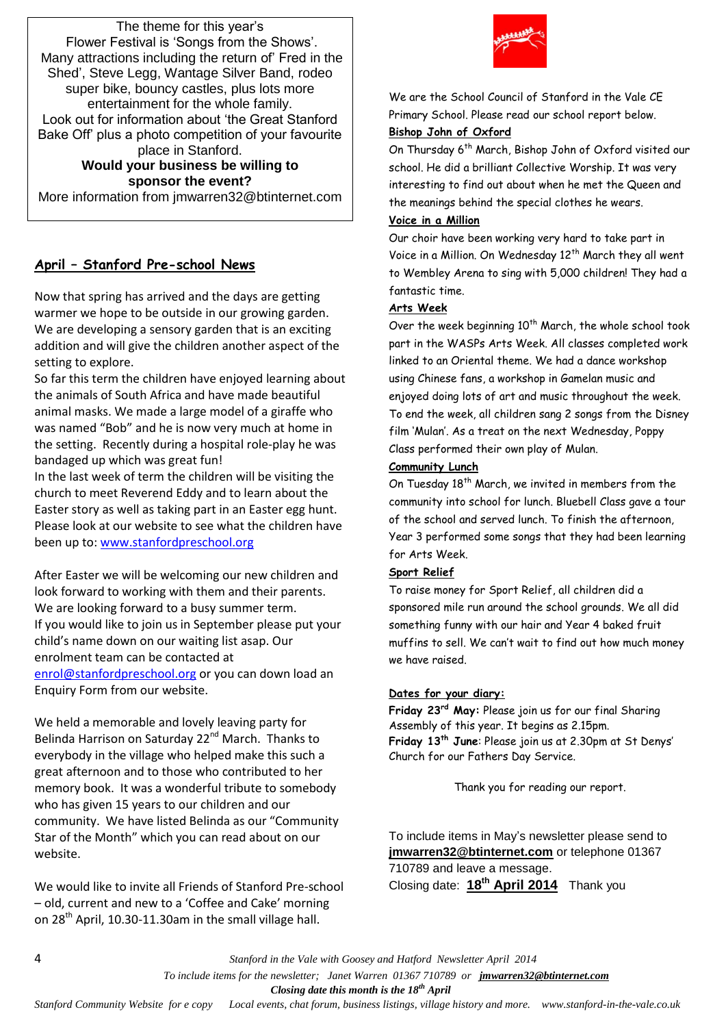The theme for this year's Flower Festival is 'Songs from the Shows'. Many attractions including the return of' Fred in the Shed', Steve Legg, Wantage Silver Band, rodeo super bike, bouncy castles, plus lots more entertainment for the whole family.
Look out for information about 'the Great Stanford Bake Off' plus a photo competition of your favourite place in Stanford.

**Would your business be willing to sponsor the event?**

More information from jmwarren32@btinternet.com

## April – Stanford Pre-school News

Now that spring has arrived and the days are getting warmer we hope to be outside in our growing garden. We are developing a sensory garden that is an exciting addition and will give the children another aspect of the setting to explore.

So far this term the children have enjoyed learning about the animals of South Africa and have made beautiful animal masks. We made a large model of a giraffe who was named "Bob" and he is now very much at home in the setting. Recently during a hospital role-play he was bandaged up which was great fun!

In the last week of term the children will be visiting the church to meet Reverend Eddy and to learn about the Easter story as well as taking part in an Easter egg hunt. Please look at our website to see what the children have been up to: www.stanfordpreschool.org

After Easter we will be welcoming our new children and look forward to working with them and their parents. We are looking forward to a busy summer term.
If you would like to join us in September please put your child's name down on our waiting list asap. Our enrolment team can be contacted at enrol@stanfordpreschool.org or you can down load an Enquiry Form from our website.

We held a memorable and lovely leaving party for Belinda Harrison on Saturday 22nd March. Thanks to everybody in the village who helped make this such a great afternoon and to those who contributed to her memory book. It was a wonderful tribute to somebody who has given 15 years to our children and our community. We have listed Belinda as our "Community Star of the Month" which you can read about on our website.

We would like to invite all Friends of Stanford Pre-school – old, current and new to a 'Coffee and Cake' morning on 28th April, 10.30-11.30am in the small village hall.

We are the School Council of Stanford in the Vale CE Primary School. Please read our school report below.

**Bishop John of Oxford**

On Thursday 6th March, Bishop John of Oxford visited our school. He did a brilliant Collective Worship. It was very interesting to find out about when he met the Queen and the meanings behind the special clothes he wears.

**Voice in a Million**

Our choir have been working very hard to take part in Voice in a Million. On Wednesday 12th March they all went to Wembley Arena to sing with 5,000 children! They had a fantastic time.

**Arts Week**

Over the week beginning 10th March, the whole school took part in the WASPs Arts Week. All classes completed work linked to an Oriental theme. We had a dance workshop using Chinese fans, a workshop in Gamelan music and enjoyed doing lots of art and music throughout the week. To end the week, all children sang 2 songs from the Disney film 'Mulan'. As a treat on the next Wednesday, Poppy Class performed their own play of Mulan.

**Community Lunch**

On Tuesday 18th March, we invited in members from the community into school for lunch. Bluebell Class gave a tour of the school and served lunch. To finish the afternoon, Year 3 performed some songs that they had been learning for Arts Week.

**Sport Relief**

To raise money for Sport Relief, all children did a sponsored mile run around the school grounds. We all did something funny with our hair and Year 4 baked fruit muffins to sell. We can't wait to find out how much money we have raised.

**Dates for your diary:**

**Friday 23rd May:** Please join us for our final Sharing Assembly of this year. It begins as 2.15pm.
**Friday 13th June**: Please join us at 2.30pm at St Denys' Church for our Fathers Day Service.

Thank you for reading our report.

To include items in May's newsletter please send to **jmwarren32@btinternet.com** or telephone 01367 710789 and leave a message.
Closing date: **18th April 2014** Thank you

*To include items for the newsletter; Janet Warren 01367 710789 or **jmwarren32@btinternet.com***
***Closing date this month is the 18th April***
*Stanford Community Website for e copy Local events, chat forum, business listings, village history and more. www.stanford-in-the-vale.co.uk*